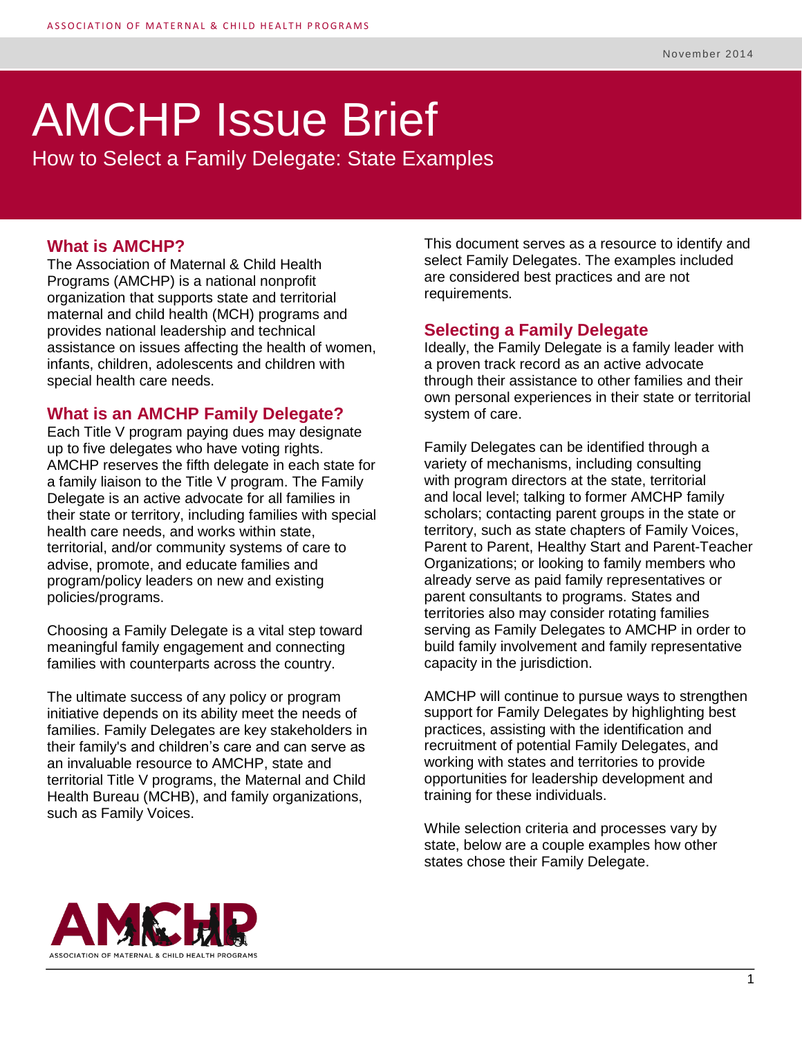November 2014

# AMCHP Issue Brief

## How to Select a Family Delegate: State Examples

### What is AMCHP?

The Association of Maternal & Child Health Programs (AMCHP) is a national nonprofit organization that supports state and territorial maternal and child health (MCH) programs and provides national leadership and technical assistance on issues affecting the health of women, infants, children, adolescents and children with special health care needs.

### What is an AMCHP Family Delegate?

Each Title V program paying dues may designate up to five delegates who have voting rights. AMCHP reserves the fifth delegate in each state for a family liaison to the Title V program. The Family Delegate is an active advocate for all families in their state or territory, including families with special health care needs, and works within state, territorial, and/or community systems of care to advise, promote, and educate families and program/policy leaders on new and existing policies/programs.

Choosing a Family Delegate is a vital step toward meaningful family engagement and connecting families with counterparts across the country.

The ultimate success of any policy or program initiative depends on its ability meet the needs of families. Family Delegates are key stakeholders in their family's and children's care and can serve as an invaluable resource to AMCHP, state and territorial Title V programs, the Maternal and Child Health Bureau (MCHB), and family organizations, such as Family Voices.

This document serves as a resource to identify and select Family Delegates. The examples included are considered best practices and are not requirements.

### Selecting a Family Delegate

Ideally, the Family Delegate is a family leader with a proven track record as an active advocate through their assistance to other families and their own personal experiences in their state or territorial system of care.

Family Delegates can be identified through a variety of mechanisms, including consulting with program directors at the state, territorial and local level; talking to former AMCHP family scholars; contacting parent groups in the state or territory, such as state chapters of Family Voices, Parent to Parent, Healthy Start and Parent-Teacher Organizations; or looking to family members who already serve as paid family representatives or parent consultants to programs. States and territories also may consider rotating families serving as Family Delegates to AMCHP in order to build family involvement and family representative capacity in the jurisdiction.

AMCHP will continue to pursue ways to strengthen support for Family Delegates by highlighting best practices, assisting with the identification and recruitment of potential Family Delegates, and working with states and territories to provide opportunities for leadership development and training for these individuals.

While selection criteria and processes vary by state, below are a couple examples how other states chose their Family Delegate.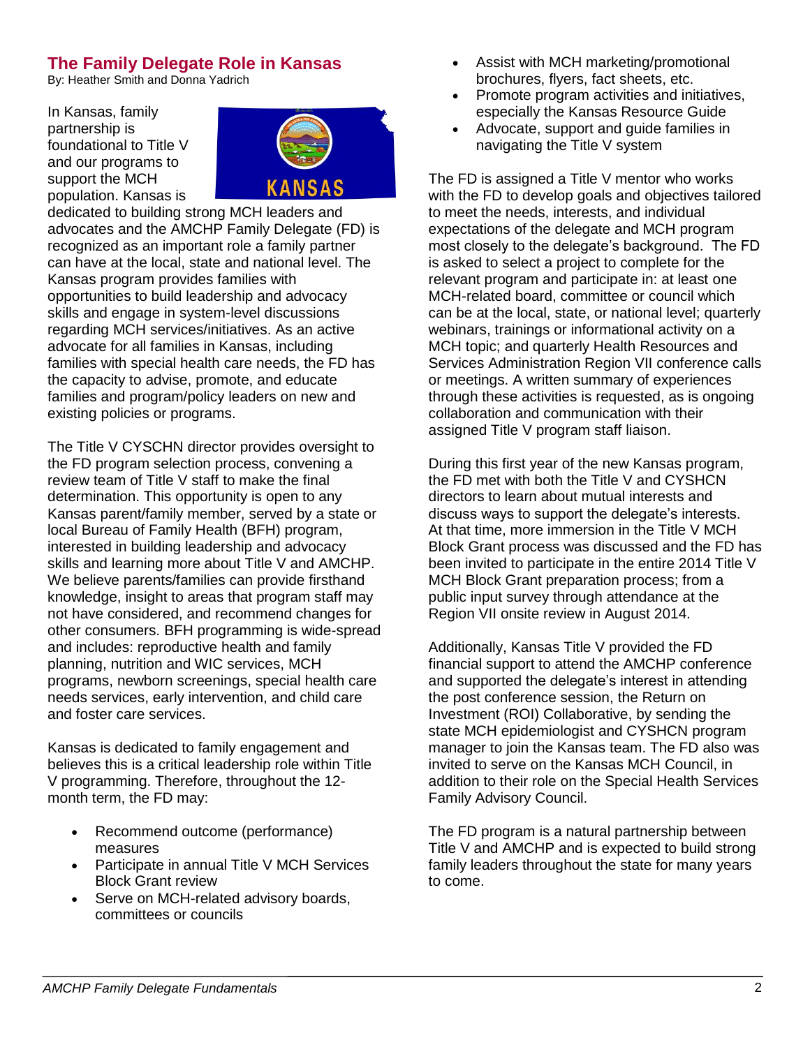## The Family Delegate Role in Kansas

By: Heather Smith and Donna Yadrich

In Kansas, family partnership is foundational to Title V and our programs to support the MCH population. Kansas is dedicated to building strong MCH leaders and advocates and the AMCHP Family Delegate (FD) is recognized as an important role a family partner can have at the local, state and national level. The Kansas program provides families with opportunities to build leadership and advocacy skills and engage in system-level discussions regarding MCH services/initiatives. As an active advocate for all families in Kansas, including families with special health care needs, the FD has the capacity to advise, promote, and educate families and program/policy leaders on new and existing policies or programs.

The Title V CYSCHN director provides oversight to the FD program selection process, convening a review team of Title V staff to make the final determination. This opportunity is open to any Kansas parent/family member, served by a state or local Bureau of Family Health (BFH) program, interested in building leadership and advocacy skills and learning more about Title V and AMCHP. We believe parents/families can provide firsthand knowledge, insight to areas that program staff may not have considered, and recommend changes for other consumers. BFH programming is wide-spread and includes: reproductive health and family planning, nutrition and WIC services, MCH programs, newborn screenings, special health care needs services, early intervention, and child care and foster care services.

Kansas is dedicated to family engagement and believes this is a critical leadership role within Title V programming. Therefore, throughout the 12-month term, the FD may:

- Recommend outcome (performance) measures
- Participate in annual Title V MCH Services Block Grant review
- Serve on MCH-related advisory boards, committees or councils
- Assist with MCH marketing/promotional brochures, flyers, fact sheets, etc.
- Promote program activities and initiatives, especially the Kansas Resource Guide
- Advocate, support and guide families in navigating the Title V system

The FD is assigned a Title V mentor who works with the FD to develop goals and objectives tailored to meet the needs, interests, and individual expectations of the delegate and MCH program most closely to the delegate's background. The FD is asked to select a project to complete for the relevant program and participate in: at least one MCH-related board, committee or council which can be at the local, state, or national level; quarterly webinars, trainings or informational activity on a MCH topic; and quarterly Health Resources and Services Administration Region VII conference calls or meetings. A written summary of experiences through these activities is requested, as is ongoing collaboration and communication with their assigned Title V program staff liaison.

During this first year of the new Kansas program, the FD met with both the Title V and CYSHCN directors to learn about mutual interests and discuss ways to support the delegate's interests. At that time, more immersion in the Title V MCH Block Grant process was discussed and the FD has been invited to participate in the entire 2014 Title V MCH Block Grant preparation process; from a public input survey through attendance at the Region VII onsite review in August 2014.

Additionally, Kansas Title V provided the FD financial support to attend the AMCHP conference and supported the delegate's interest in attending the post conference session, the Return on Investment (ROI) Collaborative, by sending the state MCH epidemiologist and CYSHCN program manager to join the Kansas team. The FD also was invited to serve on the Kansas MCH Council, in addition to their role on the Special Health Services Family Advisory Council.

The FD program is a natural partnership between Title V and AMCHP and is expected to build strong family leaders throughout the state for many years to come.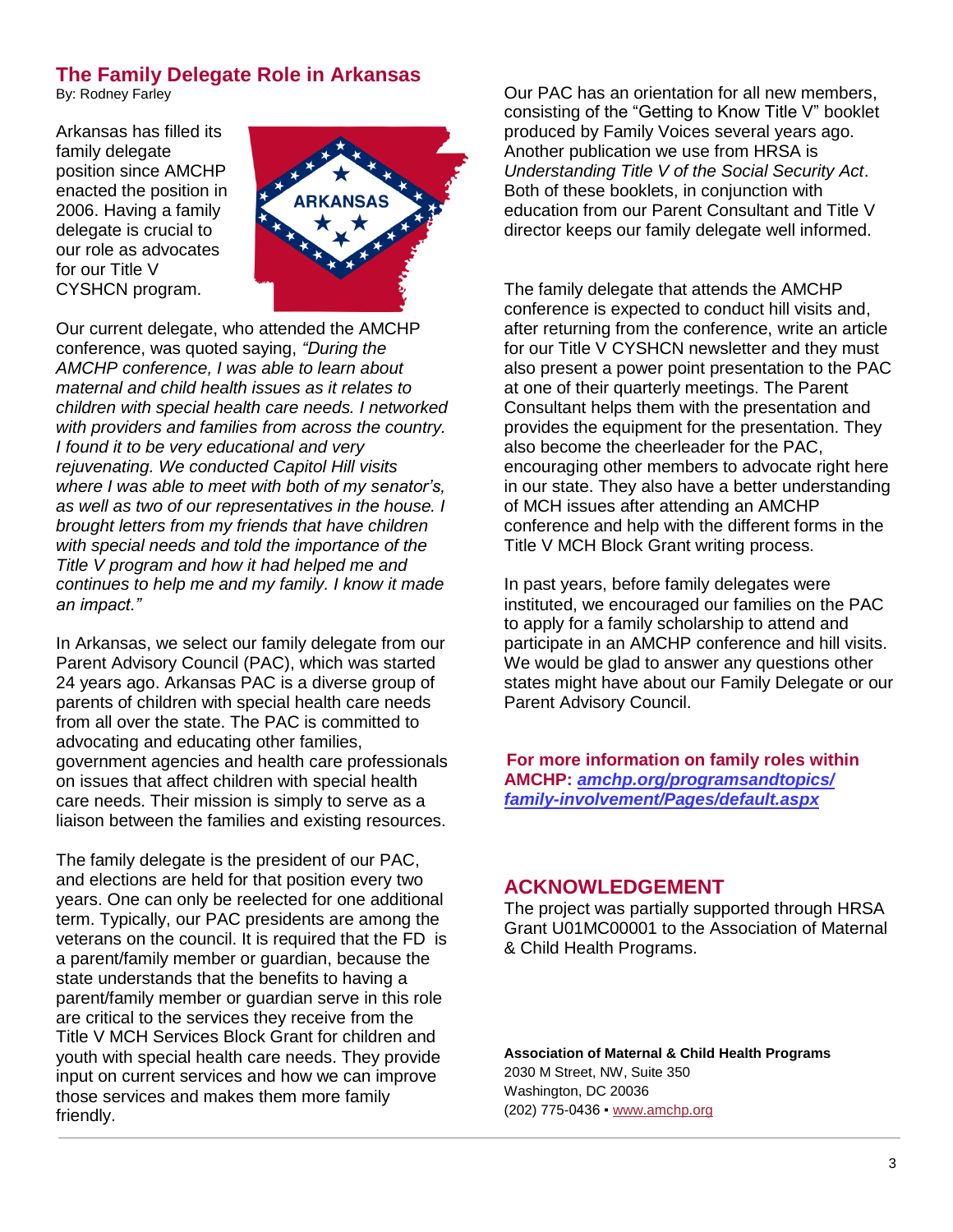## The Family Delegate Role in Arkansas

By: Rodney Farley

Arkansas has filled its family delegate position since AMCHP enacted the position in 2006. Having a family delegate is crucial to our role as advocates for our Title V CYSHCN program.

Our current delegate, who attended the AMCHP conference, was quoted saying, *"During the AMCHP conference, I was able to learn about maternal and child health issues as it relates to children with special health care needs. I networked with providers and families from across the country. I found it to be very educational and very rejuvenating. We conducted Capitol Hill visits where I was able to meet with both of my senator's, as well as two of our representatives in the house. I brought letters from my friends that have children with special needs and told the importance of the Title V program and how it had helped me and continues to help me and my family. I know it made an impact."*

In Arkansas, we select our family delegate from our Parent Advisory Council (PAC), which was started 24 years ago. Arkansas PAC is a diverse group of parents of children with special health care needs from all over the state. The PAC is committed to advocating and educating other families, government agencies and health care professionals on issues that affect children with special health care needs. Their mission is simply to serve as a liaison between the families and existing resources.

The family delegate is the president of our PAC, and elections are held for that position every two years. One can only be reelected for one additional term. Typically, our PAC presidents are among the veterans on the council. It is required that the FD is a parent/family member or guardian, because the state understands that the benefits to having a parent/family member or guardian serve in this role are critical to the services they receive from the Title V MCH Services Block Grant for children and youth with special health care needs. They provide input on current services and how we can improve those services and makes them more family friendly.

Our PAC has an orientation for all new members, consisting of the "Getting to Know Title V" booklet produced by Family Voices several years ago. Another publication we use from HRSA is *Understanding Title V of the Social Security Act*. Both of these booklets, in conjunction with education from our Parent Consultant and Title V director keeps our family delegate well informed.

The family delegate that attends the AMCHP conference is expected to conduct hill visits and, after returning from the conference, write an article for our Title V CYSHCN newsletter and they must also present a power point presentation to the PAC at one of their quarterly meetings. The Parent Consultant helps them with the presentation and provides the equipment for the presentation. They also become the cheerleader for the PAC, encouraging other members to advocate right here in our state. They also have a better understanding of MCH issues after attending an AMCHP conference and help with the different forms in the Title V MCH Block Grant writing process.

In past years, before family delegates were instituted, we encouraged our families on the PAC to apply for a family scholarship to attend and participate in an AMCHP conference and hill visits. We would be glad to answer any questions other states might have about our Family Delegate or our Parent Advisory Council.

**For more information on family roles within AMCHP:** ***amchp.org/programsandtopics/family-involvement/Pages/default.aspx***

## ACKNOWLEDGEMENT

The project was partially supported through HRSA Grant U01MC00001 to the Association of Maternal & Child Health Programs.

**Association of Maternal & Child Health Programs**
2030 M Street, NW, Suite 350
Washington, DC 20036
(202) 775-0436 ▪ www.amchp.org